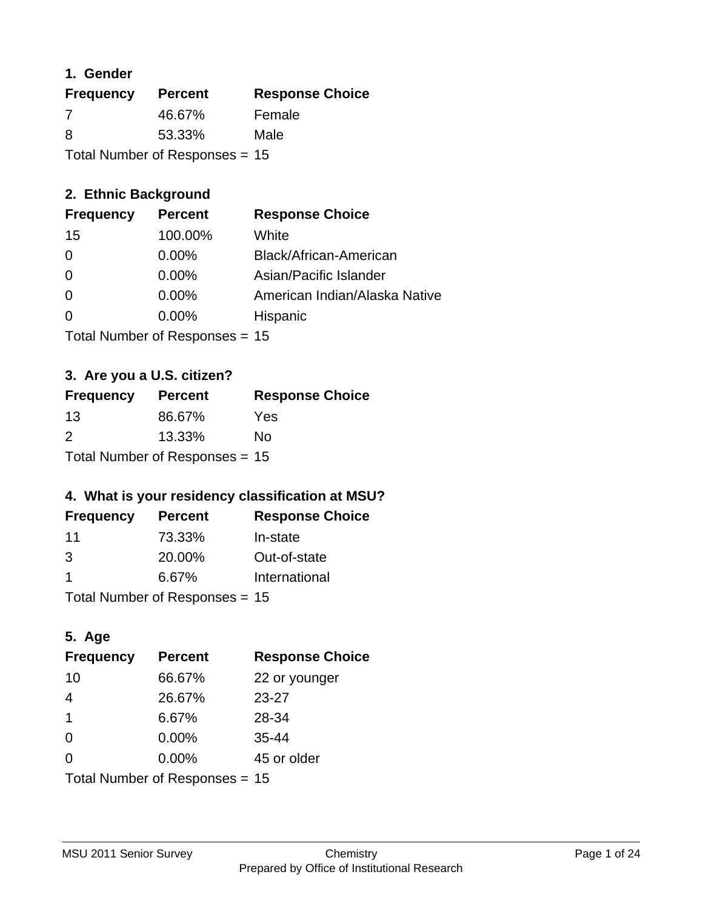### 1. Gender

| Frequency | Percent | Response Choice |
| --- | --- | --- |
| 7 | 46.67% | Female |
| 8 | 53.33% | Male |

Total Number of Responses = 15

### 2. Ethnic Background

| Frequency | Percent | Response Choice |
| --- | --- | --- |
| 15 | 100.00% | White |
| 0 | 0.00% | Black/African-American |
| 0 | 0.00% | Asian/Pacific Islander |
| 0 | 0.00% | American Indian/Alaska Native |
| 0 | 0.00% | Hispanic |

Total Number of Responses = 15

### 3. Are you a U.S. citizen?

| Frequency | Percent | Response Choice |
| --- | --- | --- |
| 13 | 86.67% | Yes |
| 2 | 13.33% | No |

Total Number of Responses = 15

### 4. What is your residency classification at MSU?

| Frequency | Percent | Response Choice |
| --- | --- | --- |
| 11 | 73.33% | In-state |
| 3 | 20.00% | Out-of-state |
| 1 | 6.67% | International |

Total Number of Responses = 15

### 5. Age

| Frequency | Percent | Response Choice |
| --- | --- | --- |
| 10 | 66.67% | 22 or younger |
| 4 | 26.67% | 23-27 |
| 1 | 6.67% | 28-34 |
| 0 | 0.00% | 35-44 |
| 0 | 0.00% | 45 or older |

Total Number of Responses = 15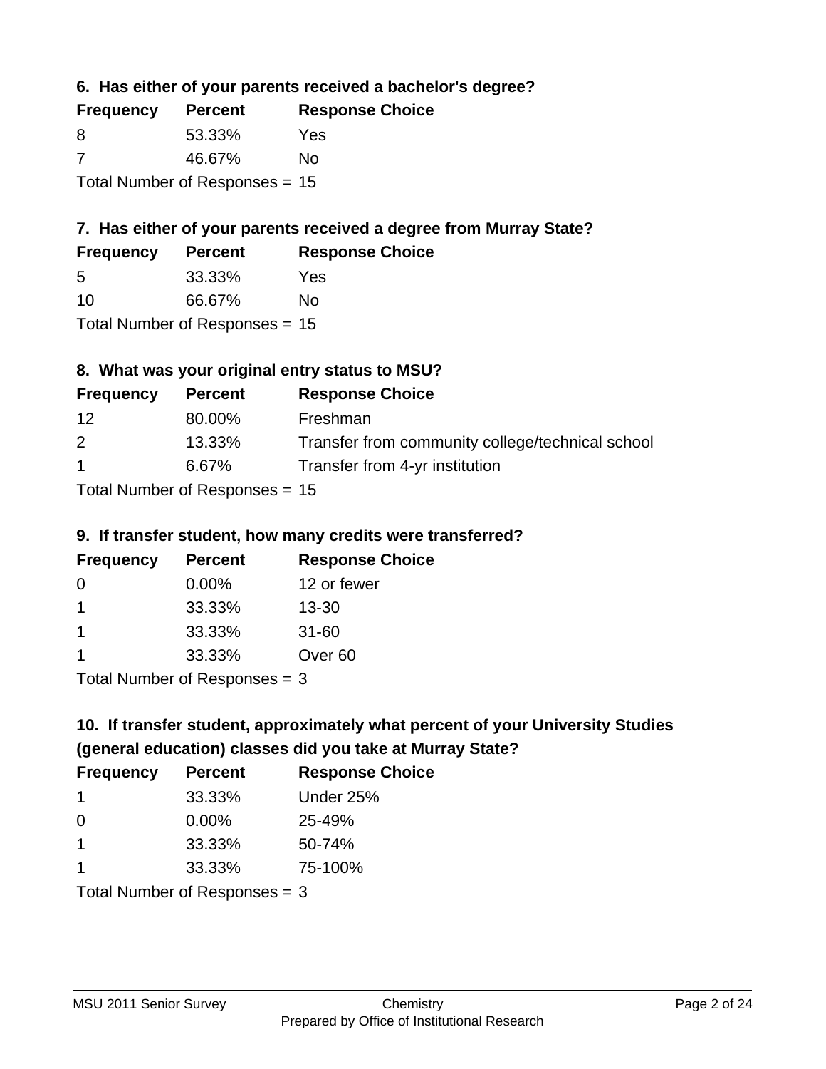### 6. Has either of your parents received a bachelor's degree?

| Frequency | Percent | Response Choice |
|---|---|---|
| 8 | 53.33% | Yes |
| 7 | 46.67% | No |

Total Number of Responses = 15

### 7. Has either of your parents received a degree from Murray State?

| Frequency | Percent | Response Choice |
|---|---|---|
| 5 | 33.33% | Yes |
| 10 | 66.67% | No |

Total Number of Responses = 15

### 8. What was your original entry status to MSU?

| Frequency | Percent | Response Choice |
|---|---|---|
| 12 | 80.00% | Freshman |
| 2 | 13.33% | Transfer from community college/technical school |
| 1 | 6.67% | Transfer from 4-yr institution |

Total Number of Responses = 15

### 9. If transfer student, how many credits were transferred?

| Frequency | Percent | Response Choice |
|---|---|---|
| 0 | 0.00% | 12 or fewer |
| 1 | 33.33% | 13-30 |
| 1 | 33.33% | 31-60 |
| 1 | 33.33% | Over 60 |

Total Number of Responses = 3

### 10. If transfer student, approximately what percent of your University Studies (general education) classes did you take at Murray State?

| Frequency | Percent | Response Choice |
|---|---|---|
| 1 | 33.33% | Under 25% |
| 0 | 0.00% | 25-49% |
| 1 | 33.33% | 50-74% |
| 1 | 33.33% | 75-100% |

Total Number of Responses = 3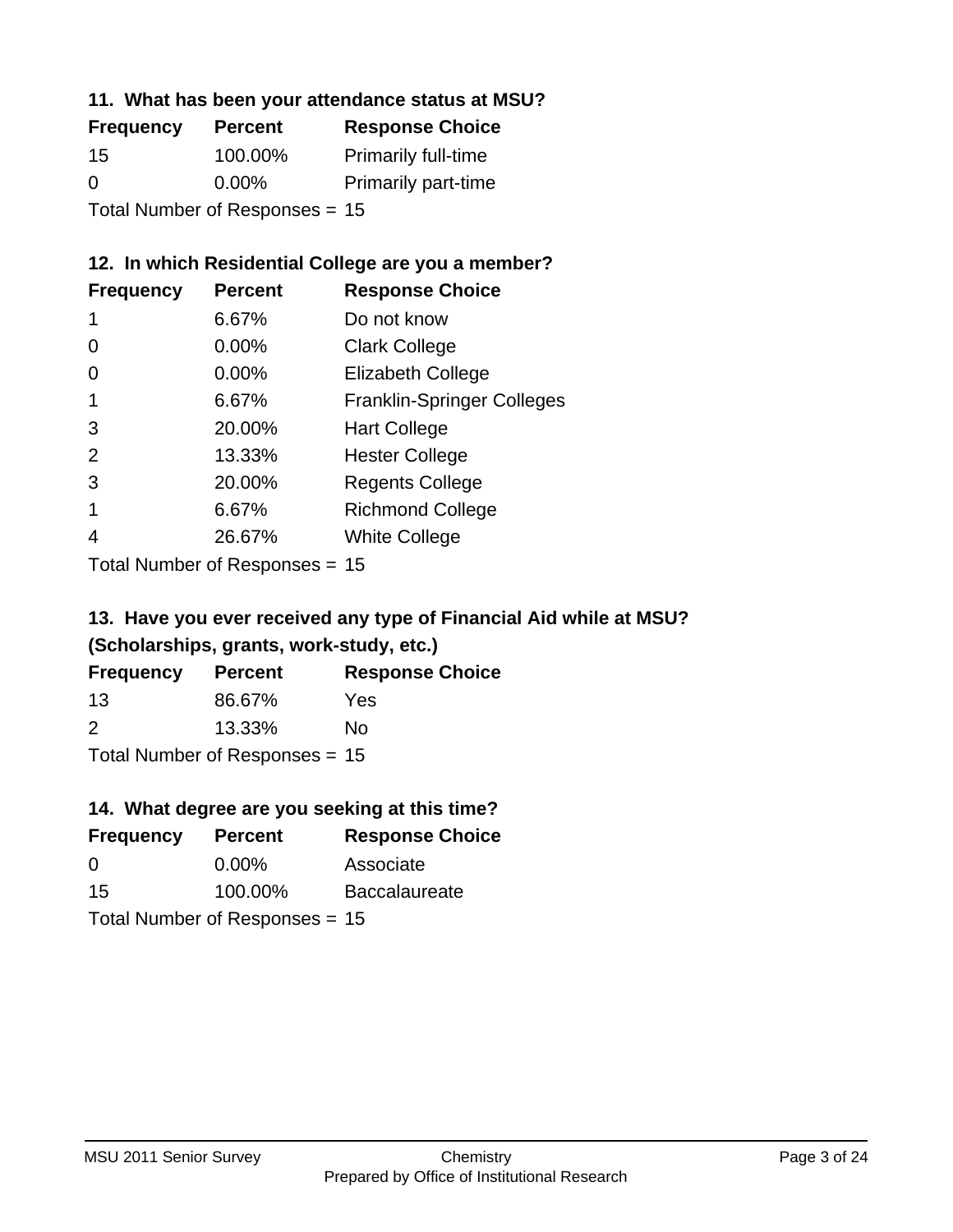### 11. What has been your attendance status at MSU?

| Frequency | Percent | Response Choice |
|---|---|---|
| 15 | 100.00% | Primarily full-time |
| 0 | 0.00% | Primarily part-time |

Total Number of Responses = 15

### 12. In which Residential College are you a member?

| Frequency | Percent | Response Choice |
|---|---|---|
| 1 | 6.67% | Do not know |
| 0 | 0.00% | Clark College |
| 0 | 0.00% | Elizabeth College |
| 1 | 6.67% | Franklin-Springer Colleges |
| 3 | 20.00% | Hart College |
| 2 | 13.33% | Hester College |
| 3 | 20.00% | Regents College |
| 1 | 6.67% | Richmond College |
| 4 | 26.67% | White College |

Total Number of Responses = 15

### 13. Have you ever received any type of Financial Aid while at MSU? (Scholarships, grants, work-study, etc.)

| Frequency | Percent | Response Choice |
|---|---|---|
| 13 | 86.67% | Yes |
| 2 | 13.33% | No |

Total Number of Responses = 15

### 14. What degree are you seeking at this time?

| Frequency | Percent | Response Choice |
|---|---|---|
| 0 | 0.00% | Associate |
| 15 | 100.00% | Baccalaureate |

Total Number of Responses = 15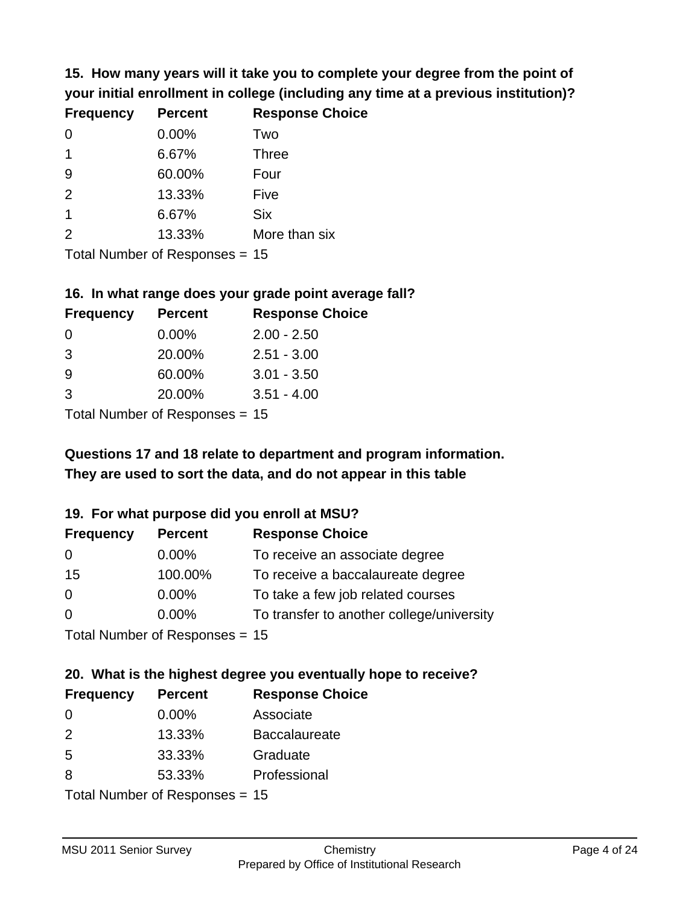**15. How many years will it take you to complete your degree from the point of your initial enrollment in college (including any time at a previous institution)?**

| Frequency | Percent | Response Choice |
|---|---|---|
| 0 | 0.00% | Two |
| 1 | 6.67% | Three |
| 9 | 60.00% | Four |
| 2 | 13.33% | Five |
| 1 | 6.67% | Six |
| 2 | 13.33% | More than six |

Total Number of Responses = 15

**16. In what range does your grade point average fall?**

| Frequency | Percent | Response Choice |
|---|---|---|
| 0 | 0.00% | 2.00 - 2.50 |
| 3 | 20.00% | 2.51 - 3.00 |
| 9 | 60.00% | 3.01 - 3.50 |
| 3 | 20.00% | 3.51 - 4.00 |

Total Number of Responses = 15

**Questions 17 and 18 relate to department and program information. They are used to sort the data, and do not appear in this table**

**19. For what purpose did you enroll at MSU?**

| Frequency | Percent | Response Choice |
|---|---|---|
| 0 | 0.00% | To receive an associate degree |
| 15 | 100.00% | To receive a baccalaureate degree |
| 0 | 0.00% | To take a few job related courses |
| 0 | 0.00% | To transfer to another college/university |

Total Number of Responses = 15

**20. What is the highest degree you eventually hope to receive?**

| Frequency | Percent | Response Choice |
|---|---|---|
| 0 | 0.00% | Associate |
| 2 | 13.33% | Baccalaureate |
| 5 | 33.33% | Graduate |
| 8 | 53.33% | Professional |

Total Number of Responses = 15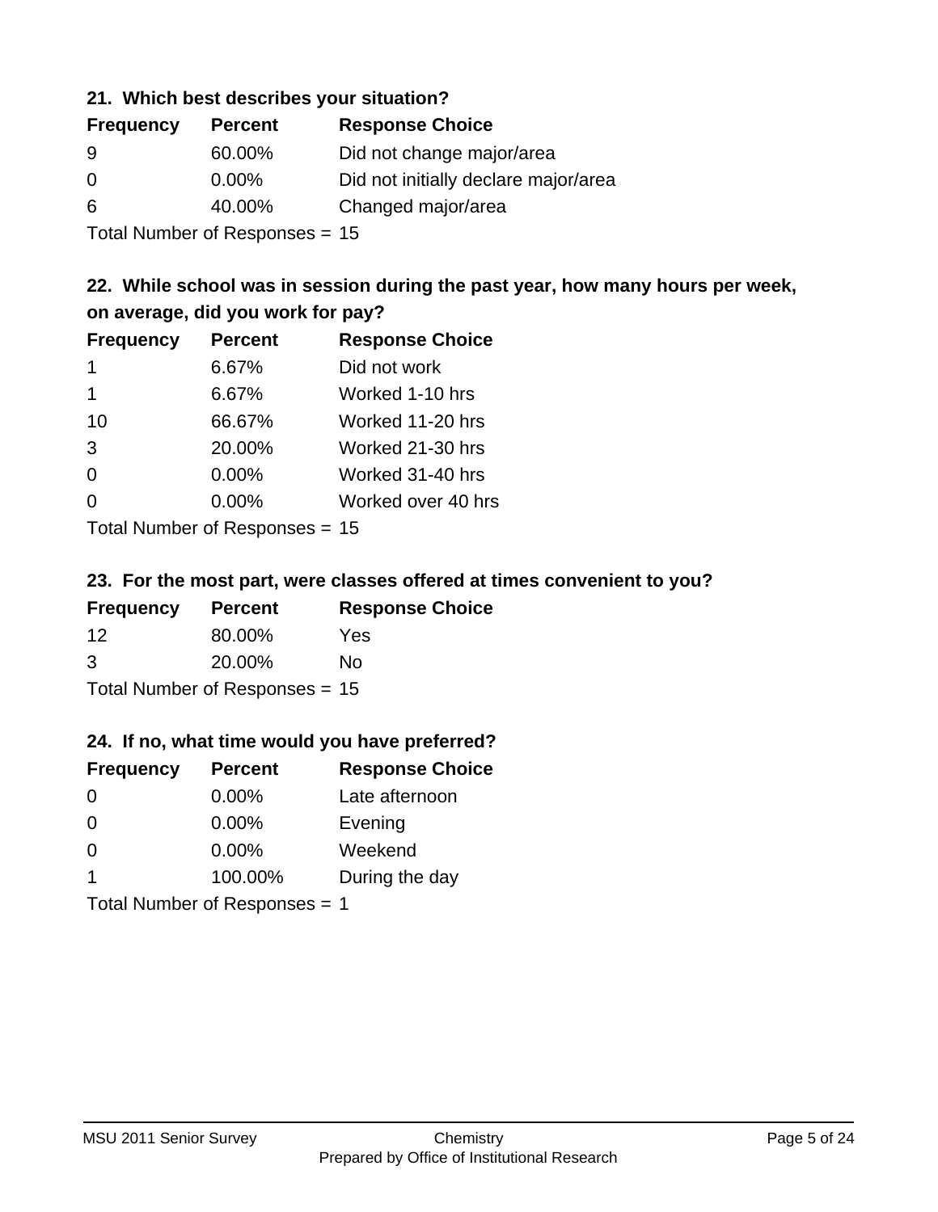### 21. Which best describes your situation?

| Frequency | Percent | Response Choice |
|---|---|---|
| 9 | 60.00% | Did not change major/area |
| 0 | 0.00% | Did not initially declare major/area |
| 6 | 40.00% | Changed major/area |

Total Number of Responses = 15

### 22. While school was in session during the past year, how many hours per week, on average, did you work for pay?

| Frequency | Percent | Response Choice |
|---|---|---|
| 1 | 6.67% | Did not work |
| 1 | 6.67% | Worked 1-10 hrs |
| 10 | 66.67% | Worked 11-20 hrs |
| 3 | 20.00% | Worked 21-30 hrs |
| 0 | 0.00% | Worked 31-40 hrs |
| 0 | 0.00% | Worked over 40 hrs |

Total Number of Responses = 15

### 23. For the most part, were classes offered at times convenient to you?

| Frequency | Percent | Response Choice |
|---|---|---|
| 12 | 80.00% | Yes |
| 3 | 20.00% | No |

Total Number of Responses = 15

### 24. If no, what time would you have preferred?

| Frequency | Percent | Response Choice |
|---|---|---|
| 0 | 0.00% | Late afternoon |
| 0 | 0.00% | Evening |
| 0 | 0.00% | Weekend |
| 1 | 100.00% | During the day |

Total Number of Responses = 1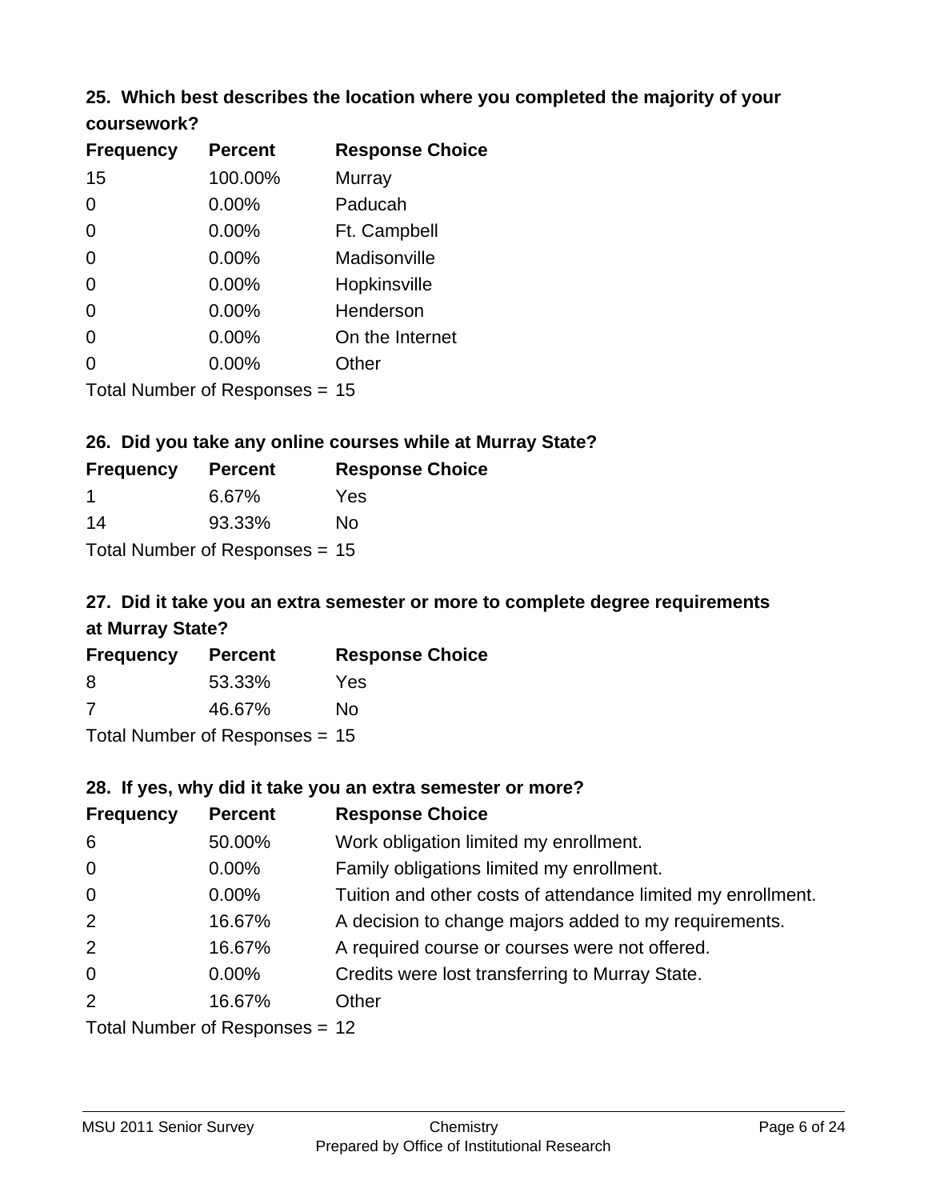### 25. Which best describes the location where you completed the majority of your coursework?

| Frequency | Percent | Response Choice |
|---|---|---|
| 15 | 100.00% | Murray |
| 0 | 0.00% | Paducah |
| 0 | 0.00% | Ft. Campbell |
| 0 | 0.00% | Madisonville |
| 0 | 0.00% | Hopkinsville |
| 0 | 0.00% | Henderson |
| 0 | 0.00% | On the Internet |
| 0 | 0.00% | Other |

Total Number of Responses = 15

### 26. Did you take any online courses while at Murray State?

| Frequency | Percent | Response Choice |
|---|---|---|
| 1 | 6.67% | Yes |
| 14 | 93.33% | No |

Total Number of Responses = 15

### 27. Did it take you an extra semester or more to complete degree requirements at Murray State?

| Frequency | Percent | Response Choice |
|---|---|---|
| 8 | 53.33% | Yes |
| 7 | 46.67% | No |

Total Number of Responses = 15

### 28. If yes, why did it take you an extra semester or more?

| Frequency | Percent | Response Choice |
|---|---|---|
| 6 | 50.00% | Work obligation limited my enrollment. |
| 0 | 0.00% | Family obligations limited my enrollment. |
| 0 | 0.00% | Tuition and other costs of attendance limited my enrollment. |
| 2 | 16.67% | A decision to change majors added to my requirements. |
| 2 | 16.67% | A required course or courses were not offered. |
| 0 | 0.00% | Credits were lost transferring to Murray State. |
| 2 | 16.67% | Other |

Total Number of Responses = 12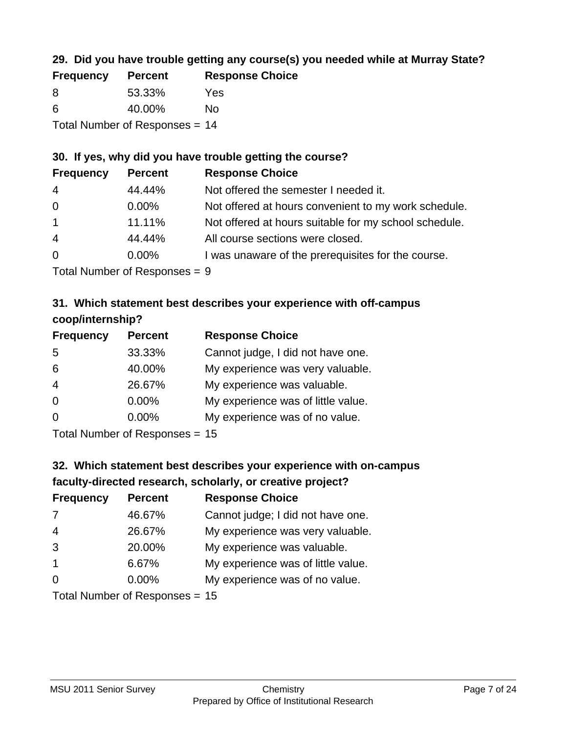### 29. Did you have trouble getting any course(s) you needed while at Murray State?

| Frequency | Percent | Response Choice |
|---|---|---|
| 8 | 53.33% | Yes |
| 6 | 40.00% | No |

Total Number of Responses = 14

### 30. If yes, why did you have trouble getting the course?

| Frequency | Percent | Response Choice |
|---|---|---|
| 4 | 44.44% | Not offered the semester I needed it. |
| 0 | 0.00% | Not offered at hours convenient to my work schedule. |
| 1 | 11.11% | Not offered at hours suitable for my school schedule. |
| 4 | 44.44% | All course sections were closed. |
| 0 | 0.00% | I was unaware of the prerequisites for the course. |

Total Number of Responses = 9

### 31. Which statement best describes your experience with off-campus coop/internship?

| Frequency | Percent | Response Choice |
|---|---|---|
| 5 | 33.33% | Cannot judge, I did not have one. |
| 6 | 40.00% | My experience was very valuable. |
| 4 | 26.67% | My experience was valuable. |
| 0 | 0.00% | My experience was of little value. |
| 0 | 0.00% | My experience was of no value. |

Total Number of Responses = 15

### 32. Which statement best describes your experience with on-campus faculty-directed research, scholarly, or creative project?

| Frequency | Percent | Response Choice |
|---|---|---|
| 7 | 46.67% | Cannot judge; I did not have one. |
| 4 | 26.67% | My experience was very valuable. |
| 3 | 20.00% | My experience was valuable. |
| 1 | 6.67% | My experience was of little value. |
| 0 | 0.00% | My experience was of no value. |

Total Number of Responses = 15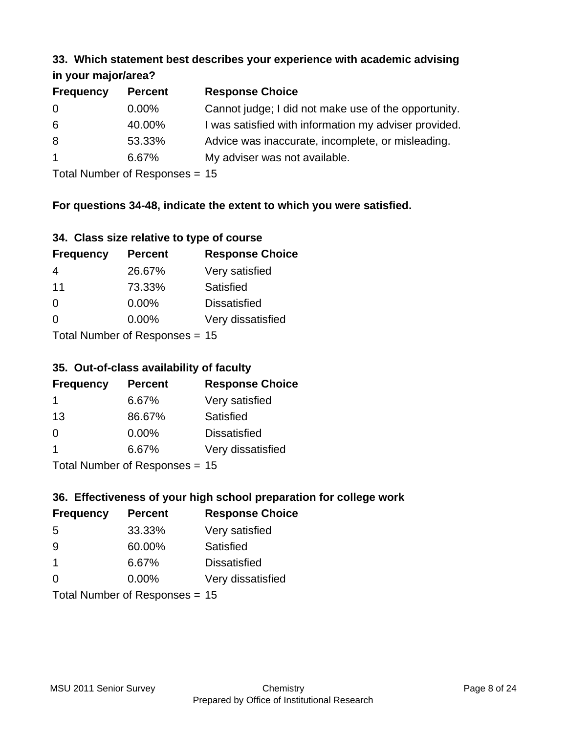### 33. Which statement best describes your experience with academic advising in your major/area?

| Frequency | Percent | Response Choice |
|---|---|---|
| 0 | 0.00% | Cannot judge; I did not make use of the opportunity. |
| 6 | 40.00% | I was satisfied with information my adviser provided. |
| 8 | 53.33% | Advice was inaccurate, incomplete, or misleading. |
| 1 | 6.67% | My adviser was not available. |

Total Number of Responses = 15

**For questions 34-48, indicate the extent to which you were satisfied.**

### 34. Class size relative to type of course

| Frequency | Percent | Response Choice |
|---|---|---|
| 4 | 26.67% | Very satisfied |
| 11 | 73.33% | Satisfied |
| 0 | 0.00% | Dissatisfied |
| 0 | 0.00% | Very dissatisfied |

Total Number of Responses = 15

### 35. Out-of-class availability of faculty

| Frequency | Percent | Response Choice |
|---|---|---|
| 1 | 6.67% | Very satisfied |
| 13 | 86.67% | Satisfied |
| 0 | 0.00% | Dissatisfied |
| 1 | 6.67% | Very dissatisfied |

Total Number of Responses = 15

### 36. Effectiveness of your high school preparation for college work

| Frequency | Percent | Response Choice |
|---|---|---|
| 5 | 33.33% | Very satisfied |
| 9 | 60.00% | Satisfied |
| 1 | 6.67% | Dissatisfied |
| 0 | 0.00% | Very dissatisfied |

Total Number of Responses = 15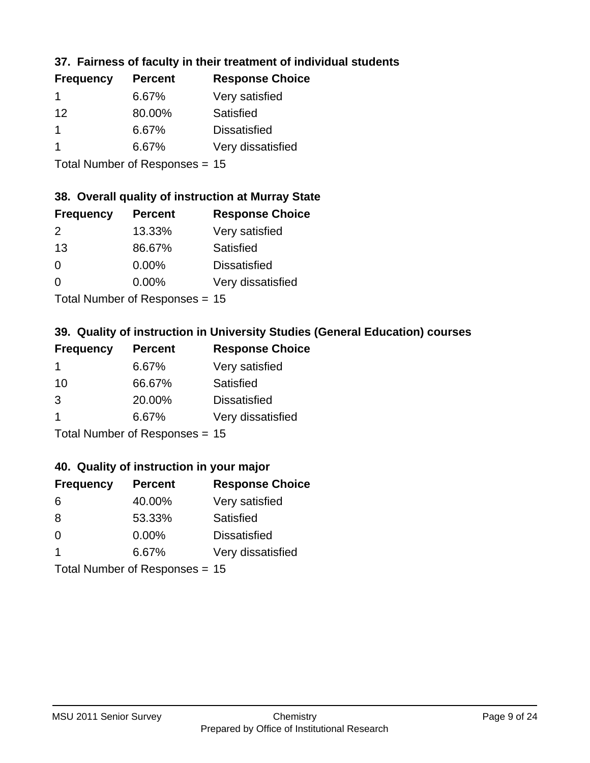### 37. Fairness of faculty in their treatment of individual students

| Frequency | Percent | Response Choice |
| --- | --- | --- |
| 1 | 6.67% | Very satisfied |
| 12 | 80.00% | Satisfied |
| 1 | 6.67% | Dissatisfied |
| 1 | 6.67% | Very dissatisfied |

Total Number of Responses = 15

### 38. Overall quality of instruction at Murray State

| Frequency | Percent | Response Choice |
| --- | --- | --- |
| 2 | 13.33% | Very satisfied |
| 13 | 86.67% | Satisfied |
| 0 | 0.00% | Dissatisfied |
| 0 | 0.00% | Very dissatisfied |

Total Number of Responses = 15

### 39. Quality of instruction in University Studies (General Education) courses

| Frequency | Percent | Response Choice |
| --- | --- | --- |
| 1 | 6.67% | Very satisfied |
| 10 | 66.67% | Satisfied |
| 3 | 20.00% | Dissatisfied |
| 1 | 6.67% | Very dissatisfied |

Total Number of Responses = 15

### 40. Quality of instruction in your major

| Frequency | Percent | Response Choice |
| --- | --- | --- |
| 6 | 40.00% | Very satisfied |
| 8 | 53.33% | Satisfied |
| 0 | 0.00% | Dissatisfied |
| 1 | 6.67% | Very dissatisfied |

Total Number of Responses = 15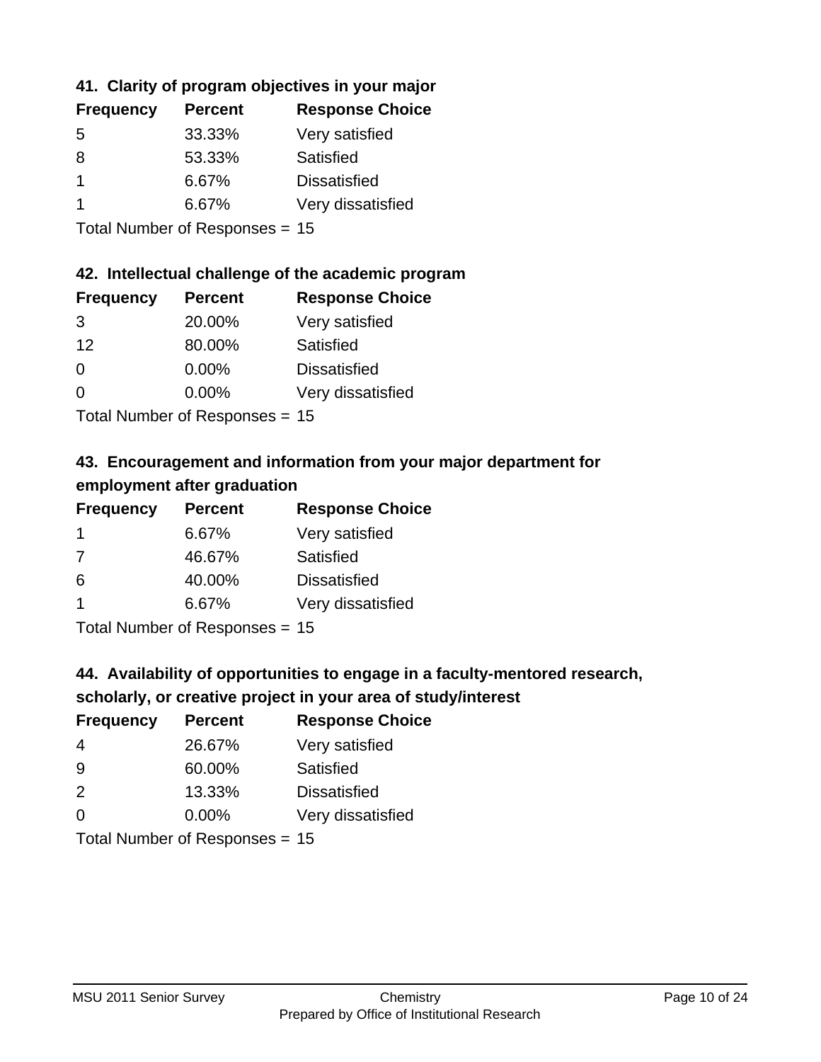### 41. Clarity of program objectives in your major

| Frequency | Percent | Response Choice |
|---|---|---|
| 5 | 33.33% | Very satisfied |
| 8 | 53.33% | Satisfied |
| 1 | 6.67% | Dissatisfied |
| 1 | 6.67% | Very dissatisfied |

Total Number of Responses = 15

### 42. Intellectual challenge of the academic program

| Frequency | Percent | Response Choice |
|---|---|---|
| 3 | 20.00% | Very satisfied |
| 12 | 80.00% | Satisfied |
| 0 | 0.00% | Dissatisfied |
| 0 | 0.00% | Very dissatisfied |

Total Number of Responses = 15

### 43. Encouragement and information from your major department for employment after graduation

| Frequency | Percent | Response Choice |
|---|---|---|
| 1 | 6.67% | Very satisfied |
| 7 | 46.67% | Satisfied |
| 6 | 40.00% | Dissatisfied |
| 1 | 6.67% | Very dissatisfied |

Total Number of Responses = 15

### 44. Availability of opportunities to engage in a faculty-mentored research, scholarly, or creative project in your area of study/interest

| Frequency | Percent | Response Choice |
|---|---|---|
| 4 | 26.67% | Very satisfied |
| 9 | 60.00% | Satisfied |
| 2 | 13.33% | Dissatisfied |
| 0 | 0.00% | Very dissatisfied |

Total Number of Responses = 15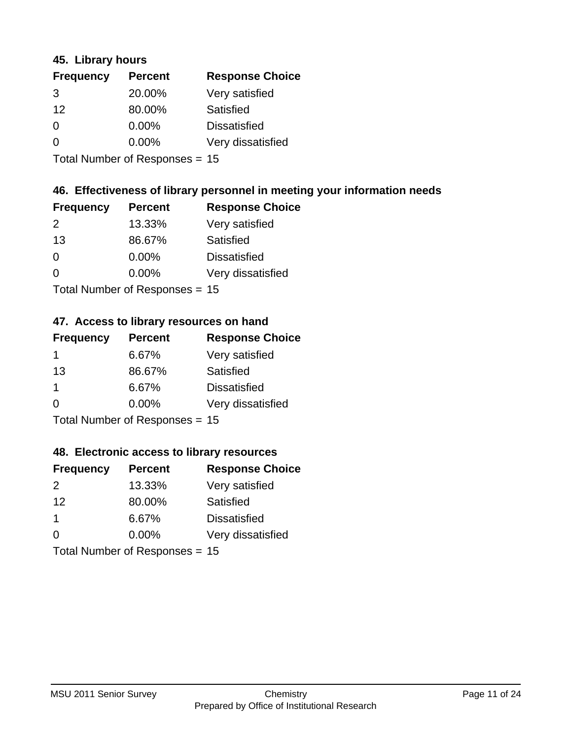### 45. Library hours

| Frequency | Percent | Response Choice |
| --- | --- | --- |
| 3 | 20.00% | Very satisfied |
| 12 | 80.00% | Satisfied |
| 0 | 0.00% | Dissatisfied |
| 0 | 0.00% | Very dissatisfied |

Total Number of Responses = 15

### 46. Effectiveness of library personnel in meeting your information needs

| Frequency | Percent | Response Choice |
| --- | --- | --- |
| 2 | 13.33% | Very satisfied |
| 13 | 86.67% | Satisfied |
| 0 | 0.00% | Dissatisfied |
| 0 | 0.00% | Very dissatisfied |

Total Number of Responses = 15

### 47. Access to library resources on hand

| Frequency | Percent | Response Choice |
| --- | --- | --- |
| 1 | 6.67% | Very satisfied |
| 13 | 86.67% | Satisfied |
| 1 | 6.67% | Dissatisfied |
| 0 | 0.00% | Very dissatisfied |

Total Number of Responses = 15

### 48. Electronic access to library resources

| Frequency | Percent | Response Choice |
| --- | --- | --- |
| 2 | 13.33% | Very satisfied |
| 12 | 80.00% | Satisfied |
| 1 | 6.67% | Dissatisfied |
| 0 | 0.00% | Very dissatisfied |

Total Number of Responses = 15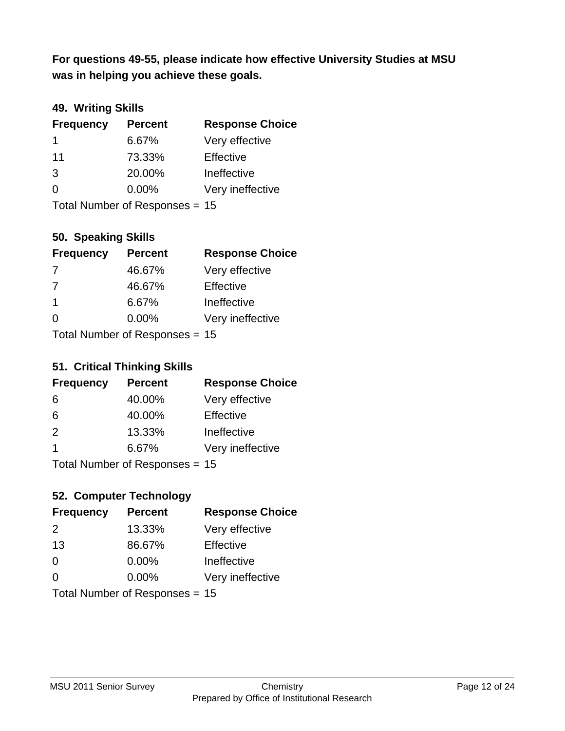**For questions 49-55, please indicate how effective University Studies at MSU was in helping you achieve these goals.**

### 49. Writing Skills

| Frequency | Percent | Response Choice |
|---|---|---|
| 1 | 6.67% | Very effective |
| 11 | 73.33% | Effective |
| 3 | 20.00% | Ineffective |
| 0 | 0.00% | Very ineffective |

Total Number of Responses = 15

### 50. Speaking Skills

| Frequency | Percent | Response Choice |
|---|---|---|
| 7 | 46.67% | Very effective |
| 7 | 46.67% | Effective |
| 1 | 6.67% | Ineffective |
| 0 | 0.00% | Very ineffective |

Total Number of Responses = 15

### 51. Critical Thinking Skills

| Frequency | Percent | Response Choice |
|---|---|---|
| 6 | 40.00% | Very effective |
| 6 | 40.00% | Effective |
| 2 | 13.33% | Ineffective |
| 1 | 6.67% | Very ineffective |

Total Number of Responses = 15

### 52. Computer Technology

| Frequency | Percent | Response Choice |
|---|---|---|
| 2 | 13.33% | Very effective |
| 13 | 86.67% | Effective |
| 0 | 0.00% | Ineffective |
| 0 | 0.00% | Very ineffective |

Total Number of Responses = 15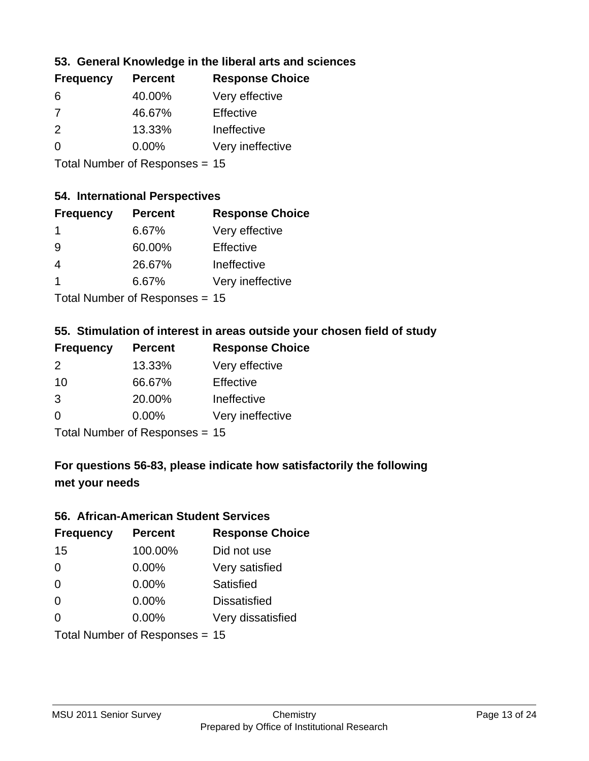### 53. General Knowledge in the liberal arts and sciences

| Frequency | Percent | Response Choice |
|---|---|---|
| 6 | 40.00% | Very effective |
| 7 | 46.67% | Effective |
| 2 | 13.33% | Ineffective |
| 0 | 0.00% | Very ineffective |

Total Number of Responses = 15

### 54. International Perspectives

| Frequency | Percent | Response Choice |
|---|---|---|
| 1 | 6.67% | Very effective |
| 9 | 60.00% | Effective |
| 4 | 26.67% | Ineffective |
| 1 | 6.67% | Very ineffective |

Total Number of Responses = 15

### 55. Stimulation of interest in areas outside your chosen field of study

| Frequency | Percent | Response Choice |
|---|---|---|
| 2 | 13.33% | Very effective |
| 10 | 66.67% | Effective |
| 3 | 20.00% | Ineffective |
| 0 | 0.00% | Very ineffective |

Total Number of Responses = 15

### For questions 56-83, please indicate how satisfactorily the following met your needs

### 56. African-American Student Services

| Frequency | Percent | Response Choice |
|---|---|---|
| 15 | 100.00% | Did not use |
| 0 | 0.00% | Very satisfied |
| 0 | 0.00% | Satisfied |
| 0 | 0.00% | Dissatisfied |
| 0 | 0.00% | Very dissatisfied |

Total Number of Responses = 15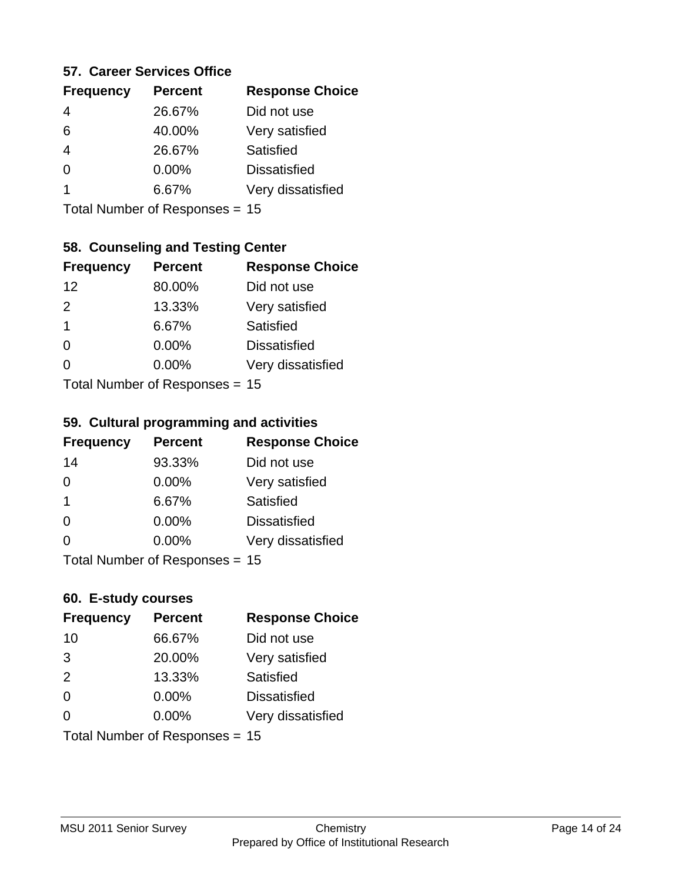### 57. Career Services Office

| Frequency | Percent | Response Choice |
|---|---|---|
| 4 | 26.67% | Did not use |
| 6 | 40.00% | Very satisfied |
| 4 | 26.67% | Satisfied |
| 0 | 0.00% | Dissatisfied |
| 1 | 6.67% | Very dissatisfied |

Total Number of Responses = 15

### 58. Counseling and Testing Center

| Frequency | Percent | Response Choice |
|---|---|---|
| 12 | 80.00% | Did not use |
| 2 | 13.33% | Very satisfied |
| 1 | 6.67% | Satisfied |
| 0 | 0.00% | Dissatisfied |
| 0 | 0.00% | Very dissatisfied |

Total Number of Responses = 15

### 59. Cultural programming and activities

| Frequency | Percent | Response Choice |
|---|---|---|
| 14 | 93.33% | Did not use |
| 0 | 0.00% | Very satisfied |
| 1 | 6.67% | Satisfied |
| 0 | 0.00% | Dissatisfied |
| 0 | 0.00% | Very dissatisfied |

Total Number of Responses = 15

### 60. E-study courses

| Frequency | Percent | Response Choice |
|---|---|---|
| 10 | 66.67% | Did not use |
| 3 | 20.00% | Very satisfied |
| 2 | 13.33% | Satisfied |
| 0 | 0.00% | Dissatisfied |
| 0 | 0.00% | Very dissatisfied |

Total Number of Responses = 15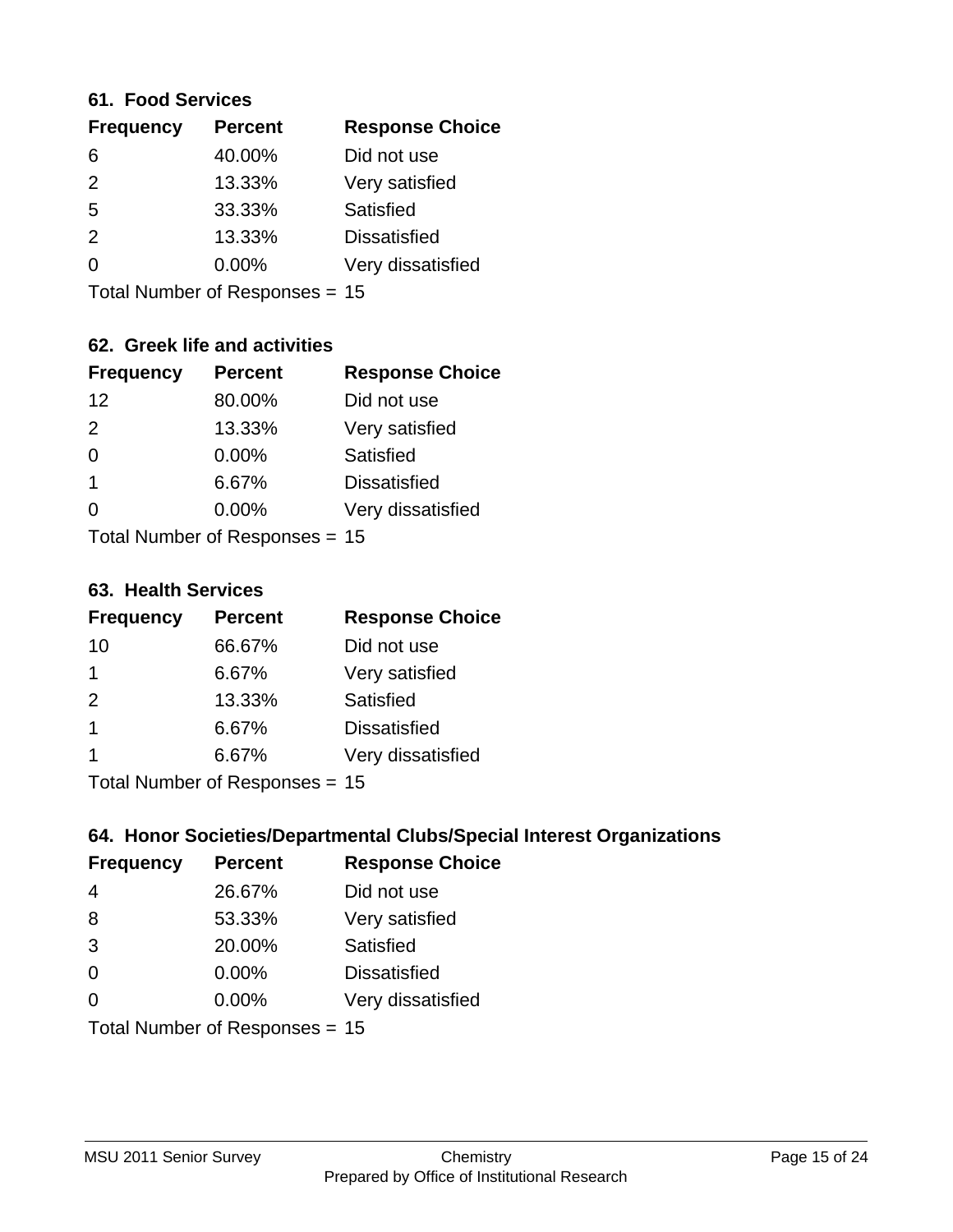### 61. Food Services

| Frequency | Percent | Response Choice |
|---|---|---|
| 6 | 40.00% | Did not use |
| 2 | 13.33% | Very satisfied |
| 5 | 33.33% | Satisfied |
| 2 | 13.33% | Dissatisfied |
| 0 | 0.00% | Very dissatisfied |

Total Number of Responses = 15

### 62. Greek life and activities

| Frequency | Percent | Response Choice |
|---|---|---|
| 12 | 80.00% | Did not use |
| 2 | 13.33% | Very satisfied |
| 0 | 0.00% | Satisfied |
| 1 | 6.67% | Dissatisfied |
| 0 | 0.00% | Very dissatisfied |

Total Number of Responses = 15

### 63. Health Services

| Frequency | Percent | Response Choice |
|---|---|---|
| 10 | 66.67% | Did not use |
| 1 | 6.67% | Very satisfied |
| 2 | 13.33% | Satisfied |
| 1 | 6.67% | Dissatisfied |
| 1 | 6.67% | Very dissatisfied |

Total Number of Responses = 15

### 64. Honor Societies/Departmental Clubs/Special Interest Organizations

| Frequency | Percent | Response Choice |
|---|---|---|
| 4 | 26.67% | Did not use |
| 8 | 53.33% | Very satisfied |
| 3 | 20.00% | Satisfied |
| 0 | 0.00% | Dissatisfied |
| 0 | 0.00% | Very dissatisfied |

Total Number of Responses = 15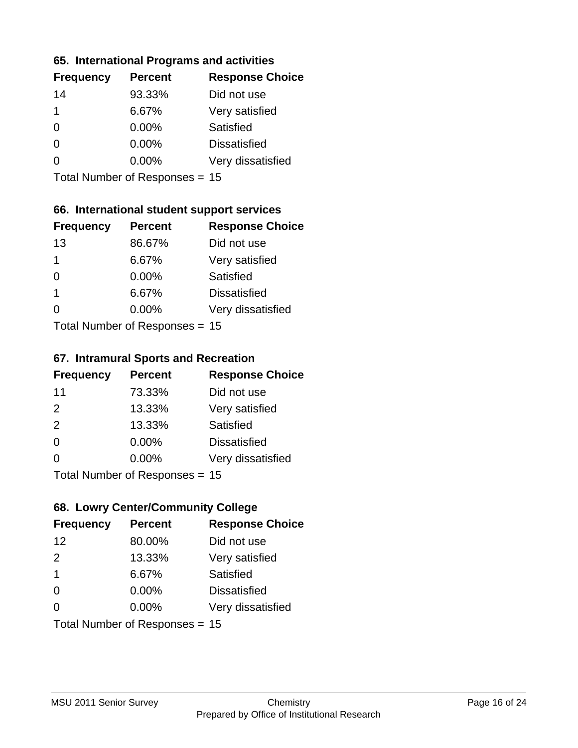### 65. International Programs and activities

| Frequency | Percent | Response Choice |
|---|---|---|
| 14 | 93.33% | Did not use |
| 1 | 6.67% | Very satisfied |
| 0 | 0.00% | Satisfied |
| 0 | 0.00% | Dissatisfied |
| 0 | 0.00% | Very dissatisfied |

Total Number of Responses = 15

### 66. International student support services

| Frequency | Percent | Response Choice |
|---|---|---|
| 13 | 86.67% | Did not use |
| 1 | 6.67% | Very satisfied |
| 0 | 0.00% | Satisfied |
| 1 | 6.67% | Dissatisfied |
| 0 | 0.00% | Very dissatisfied |

Total Number of Responses = 15

### 67. Intramural Sports and Recreation

| Frequency | Percent | Response Choice |
|---|---|---|
| 11 | 73.33% | Did not use |
| 2 | 13.33% | Very satisfied |
| 2 | 13.33% | Satisfied |
| 0 | 0.00% | Dissatisfied |
| 0 | 0.00% | Very dissatisfied |

Total Number of Responses = 15

### 68. Lowry Center/Community College

| Frequency | Percent | Response Choice |
|---|---|---|
| 12 | 80.00% | Did not use |
| 2 | 13.33% | Very satisfied |
| 1 | 6.67% | Satisfied |
| 0 | 0.00% | Dissatisfied |
| 0 | 0.00% | Very dissatisfied |

Total Number of Responses = 15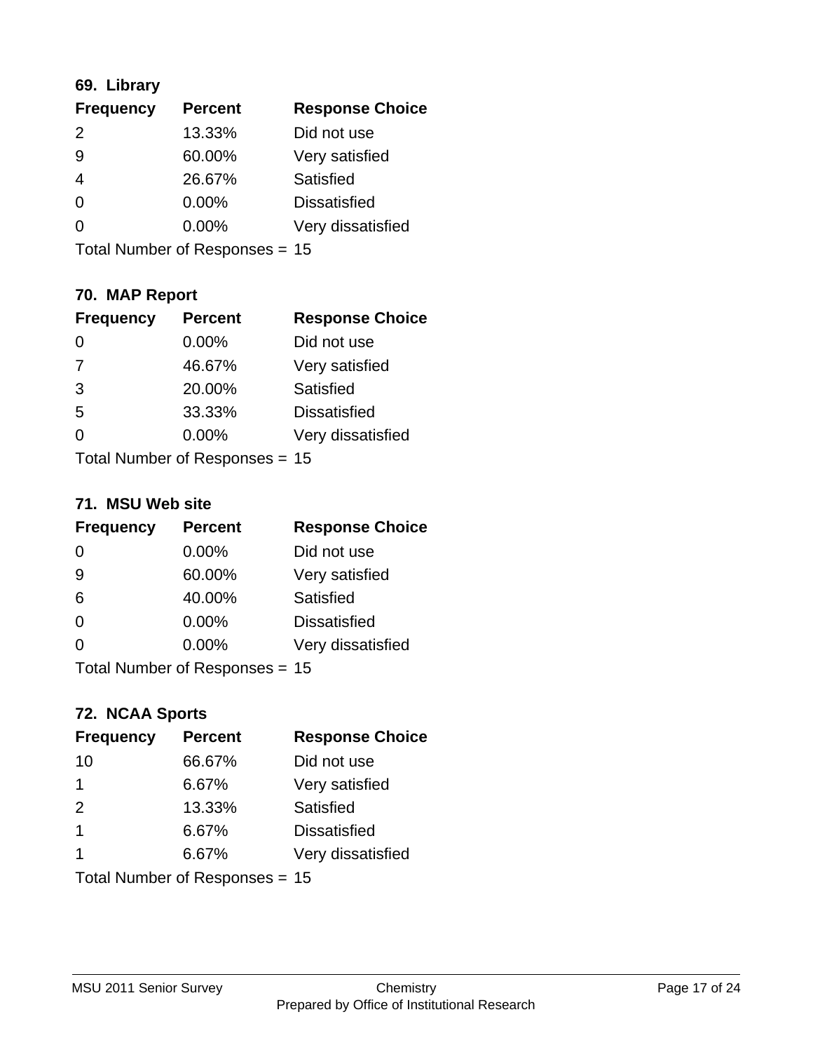### 69. Library

| Frequency | Percent | Response Choice |
|---|---|---|
| 2 | 13.33% | Did not use |
| 9 | 60.00% | Very satisfied |
| 4 | 26.67% | Satisfied |
| 0 | 0.00% | Dissatisfied |
| 0 | 0.00% | Very dissatisfied |

Total Number of Responses = 15

### 70. MAP Report

| Frequency | Percent | Response Choice |
|---|---|---|
| 0 | 0.00% | Did not use |
| 7 | 46.67% | Very satisfied |
| 3 | 20.00% | Satisfied |
| 5 | 33.33% | Dissatisfied |
| 0 | 0.00% | Very dissatisfied |

Total Number of Responses = 15

### 71. MSU Web site

| Frequency | Percent | Response Choice |
|---|---|---|
| 0 | 0.00% | Did not use |
| 9 | 60.00% | Very satisfied |
| 6 | 40.00% | Satisfied |
| 0 | 0.00% | Dissatisfied |
| 0 | 0.00% | Very dissatisfied |

Total Number of Responses = 15

### 72. NCAA Sports

| Frequency | Percent | Response Choice |
|---|---|---|
| 10 | 66.67% | Did not use |
| 1 | 6.67% | Very satisfied |
| 2 | 13.33% | Satisfied |
| 1 | 6.67% | Dissatisfied |
| 1 | 6.67% | Very dissatisfied |

Total Number of Responses = 15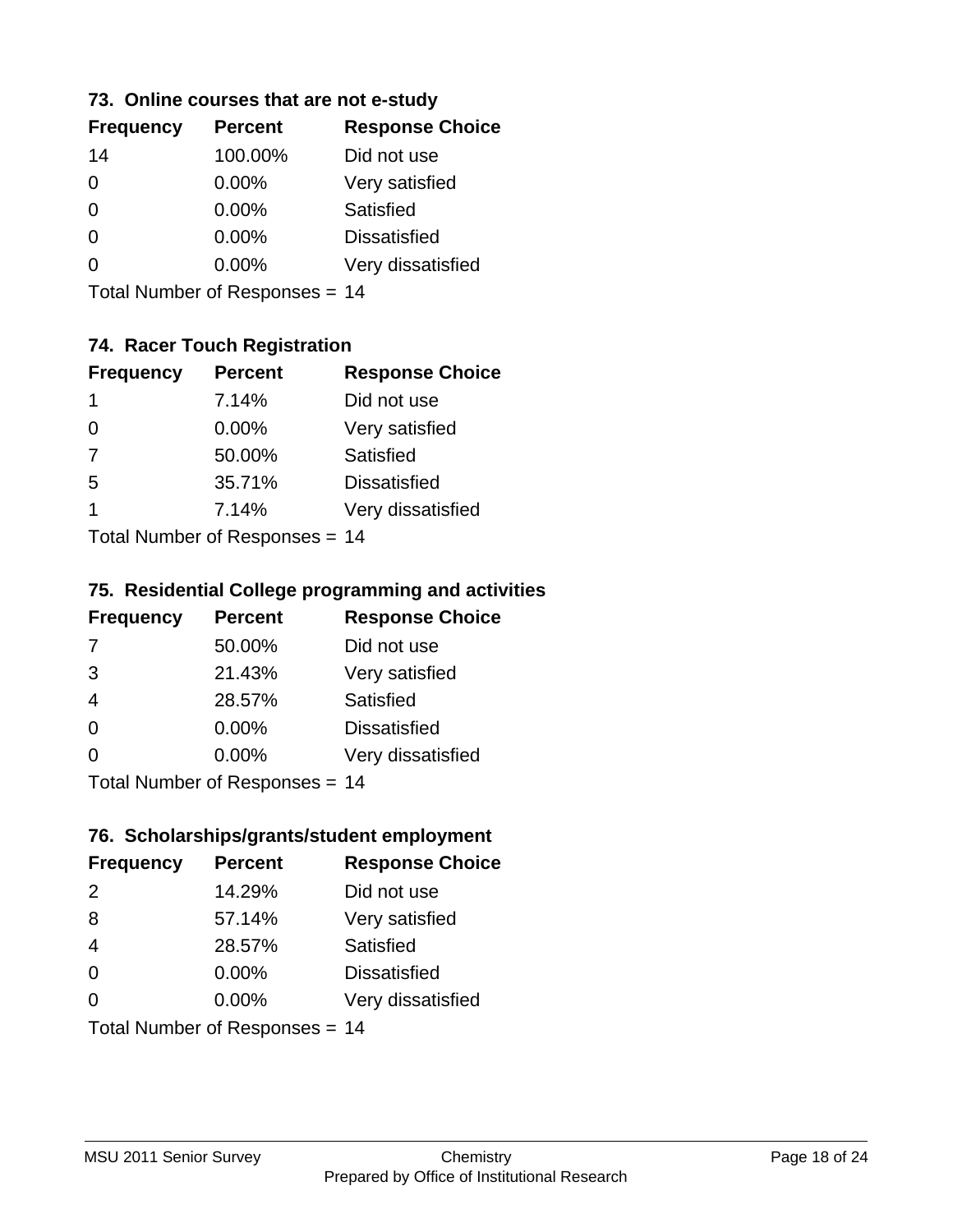### 73. Online courses that are not e-study

| Frequency | Percent | Response Choice |
|---|---|---|
| 14 | 100.00% | Did not use |
| 0 | 0.00% | Very satisfied |
| 0 | 0.00% | Satisfied |
| 0 | 0.00% | Dissatisfied |
| 0 | 0.00% | Very dissatisfied |

Total Number of Responses = 14

### 74. Racer Touch Registration

| Frequency | Percent | Response Choice |
|---|---|---|
| 1 | 7.14% | Did not use |
| 0 | 0.00% | Very satisfied |
| 7 | 50.00% | Satisfied |
| 5 | 35.71% | Dissatisfied |
| 1 | 7.14% | Very dissatisfied |

Total Number of Responses = 14

### 75. Residential College programming and activities

| Frequency | Percent | Response Choice |
|---|---|---|
| 7 | 50.00% | Did not use |
| 3 | 21.43% | Very satisfied |
| 4 | 28.57% | Satisfied |
| 0 | 0.00% | Dissatisfied |
| 0 | 0.00% | Very dissatisfied |

Total Number of Responses = 14

### 76. Scholarships/grants/student employment

| Frequency | Percent | Response Choice |
|---|---|---|
| 2 | 14.29% | Did not use |
| 8 | 57.14% | Very satisfied |
| 4 | 28.57% | Satisfied |
| 0 | 0.00% | Dissatisfied |
| 0 | 0.00% | Very dissatisfied |

Total Number of Responses = 14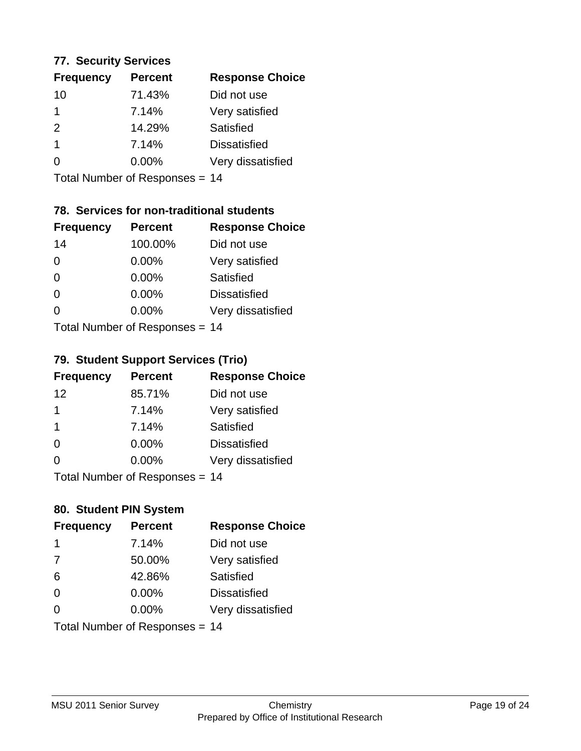### 77. Security Services

| Frequency | Percent | Response Choice |
|---|---|---|
| 10 | 71.43% | Did not use |
| 1 | 7.14% | Very satisfied |
| 2 | 14.29% | Satisfied |
| 1 | 7.14% | Dissatisfied |
| 0 | 0.00% | Very dissatisfied |

Total Number of Responses = 14

### 78. Services for non-traditional students

| Frequency | Percent | Response Choice |
|---|---|---|
| 14 | 100.00% | Did not use |
| 0 | 0.00% | Very satisfied |
| 0 | 0.00% | Satisfied |
| 0 | 0.00% | Dissatisfied |
| 0 | 0.00% | Very dissatisfied |

Total Number of Responses = 14

### 79. Student Support Services (Trio)

| Frequency | Percent | Response Choice |
|---|---|---|
| 12 | 85.71% | Did not use |
| 1 | 7.14% | Very satisfied |
| 1 | 7.14% | Satisfied |
| 0 | 0.00% | Dissatisfied |
| 0 | 0.00% | Very dissatisfied |

Total Number of Responses = 14

### 80. Student PIN System

| Frequency | Percent | Response Choice |
|---|---|---|
| 1 | 7.14% | Did not use |
| 7 | 50.00% | Very satisfied |
| 6 | 42.86% | Satisfied |
| 0 | 0.00% | Dissatisfied |
| 0 | 0.00% | Very dissatisfied |

Total Number of Responses = 14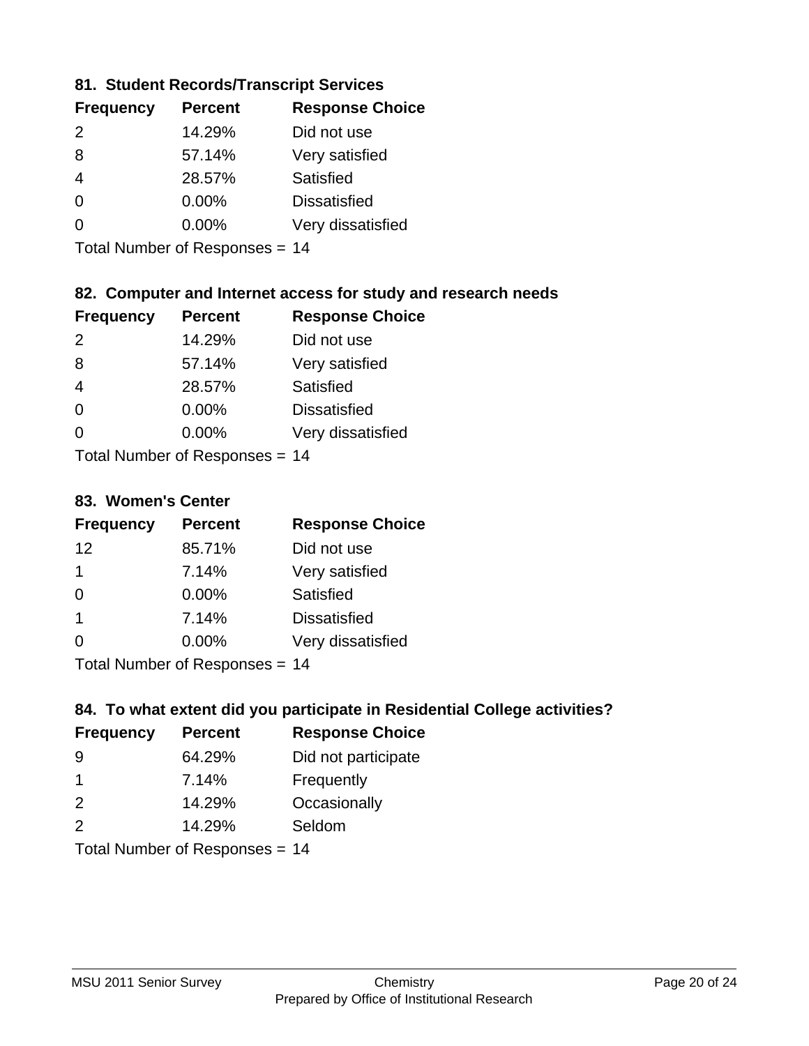### 81. Student Records/Transcript Services

| Frequency | Percent | Response Choice |
|---|---|---|
| 2 | 14.29% | Did not use |
| 8 | 57.14% | Very satisfied |
| 4 | 28.57% | Satisfied |
| 0 | 0.00% | Dissatisfied |
| 0 | 0.00% | Very dissatisfied |

Total Number of Responses = 14

### 82. Computer and Internet access for study and research needs

| Frequency | Percent | Response Choice |
|---|---|---|
| 2 | 14.29% | Did not use |
| 8 | 57.14% | Very satisfied |
| 4 | 28.57% | Satisfied |
| 0 | 0.00% | Dissatisfied |
| 0 | 0.00% | Very dissatisfied |

Total Number of Responses = 14

### 83. Women's Center

| Frequency | Percent | Response Choice |
|---|---|---|
| 12 | 85.71% | Did not use |
| 1 | 7.14% | Very satisfied |
| 0 | 0.00% | Satisfied |
| 1 | 7.14% | Dissatisfied |
| 0 | 0.00% | Very dissatisfied |

Total Number of Responses = 14

### 84. To what extent did you participate in Residential College activities?

| Frequency | Percent | Response Choice |
|---|---|---|
| 9 | 64.29% | Did not participate |
| 1 | 7.14% | Frequently |
| 2 | 14.29% | Occasionally |
| 2 | 14.29% | Seldom |

Total Number of Responses = 14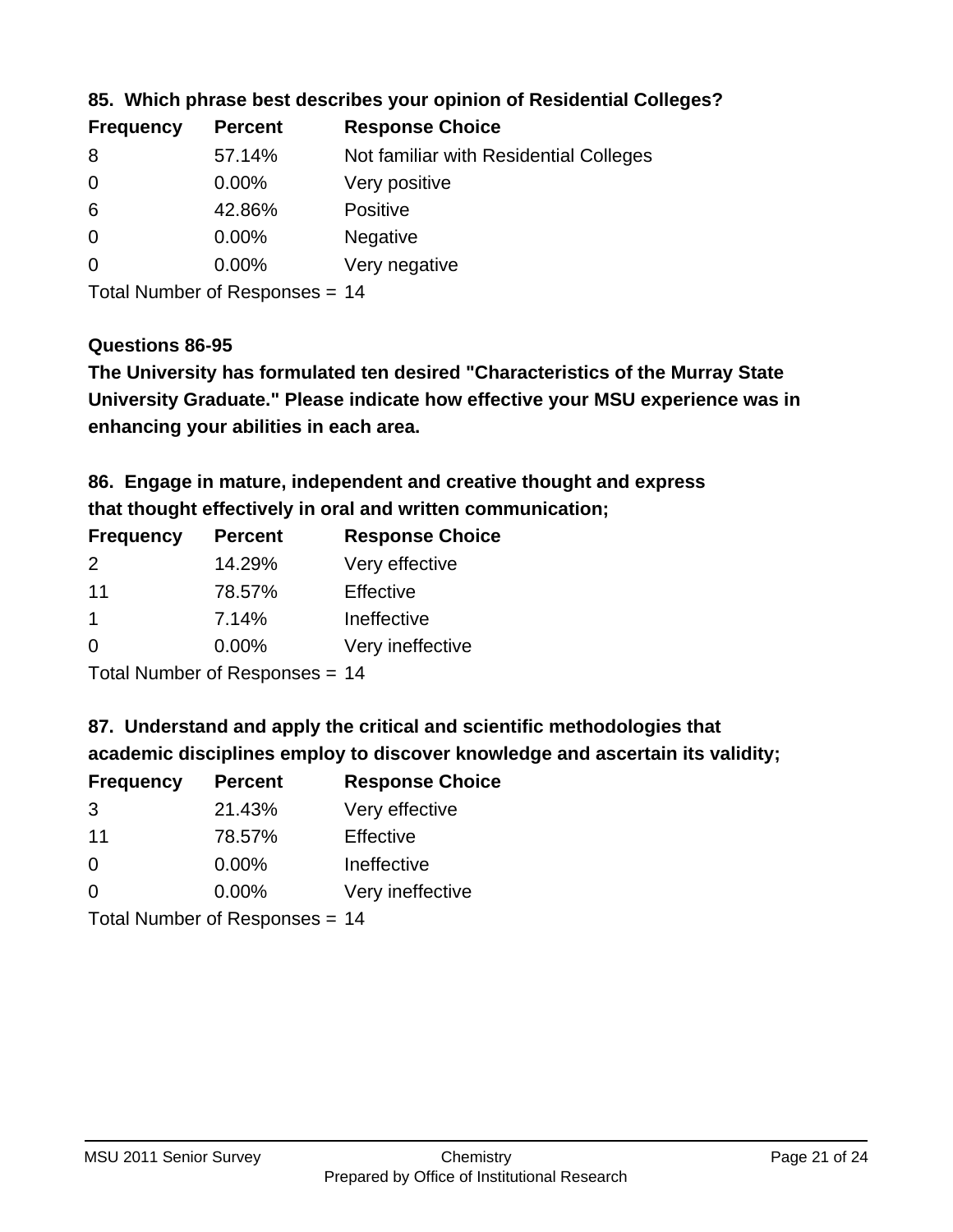**85. Which phrase best describes your opinion of Residential Colleges?**

| Frequency | Percent | Response Choice |
|---|---|---|
| 8 | 57.14% | Not familiar with Residential Colleges |
| 0 | 0.00% | Very positive |
| 6 | 42.86% | Positive |
| 0 | 0.00% | Negative |
| 0 | 0.00% | Very negative |

Total Number of Responses = 14

**Questions 86-95**

**The University has formulated ten desired "Characteristics of the Murray State University Graduate." Please indicate how effective your MSU experience was in enhancing your abilities in each area.**

**86. Engage in mature, independent and creative thought and express that thought effectively in oral and written communication;**

| Frequency | Percent | Response Choice |
|---|---|---|
| 2 | 14.29% | Very effective |
| 11 | 78.57% | Effective |
| 1 | 7.14% | Ineffective |
| 0 | 0.00% | Very ineffective |

Total Number of Responses = 14

**87. Understand and apply the critical and scientific methodologies that academic disciplines employ to discover knowledge and ascertain its validity;**

| Frequency | Percent | Response Choice |
|---|---|---|
| 3 | 21.43% | Very effective |
| 11 | 78.57% | Effective |
| 0 | 0.00% | Ineffective |
| 0 | 0.00% | Very ineffective |

Total Number of Responses = 14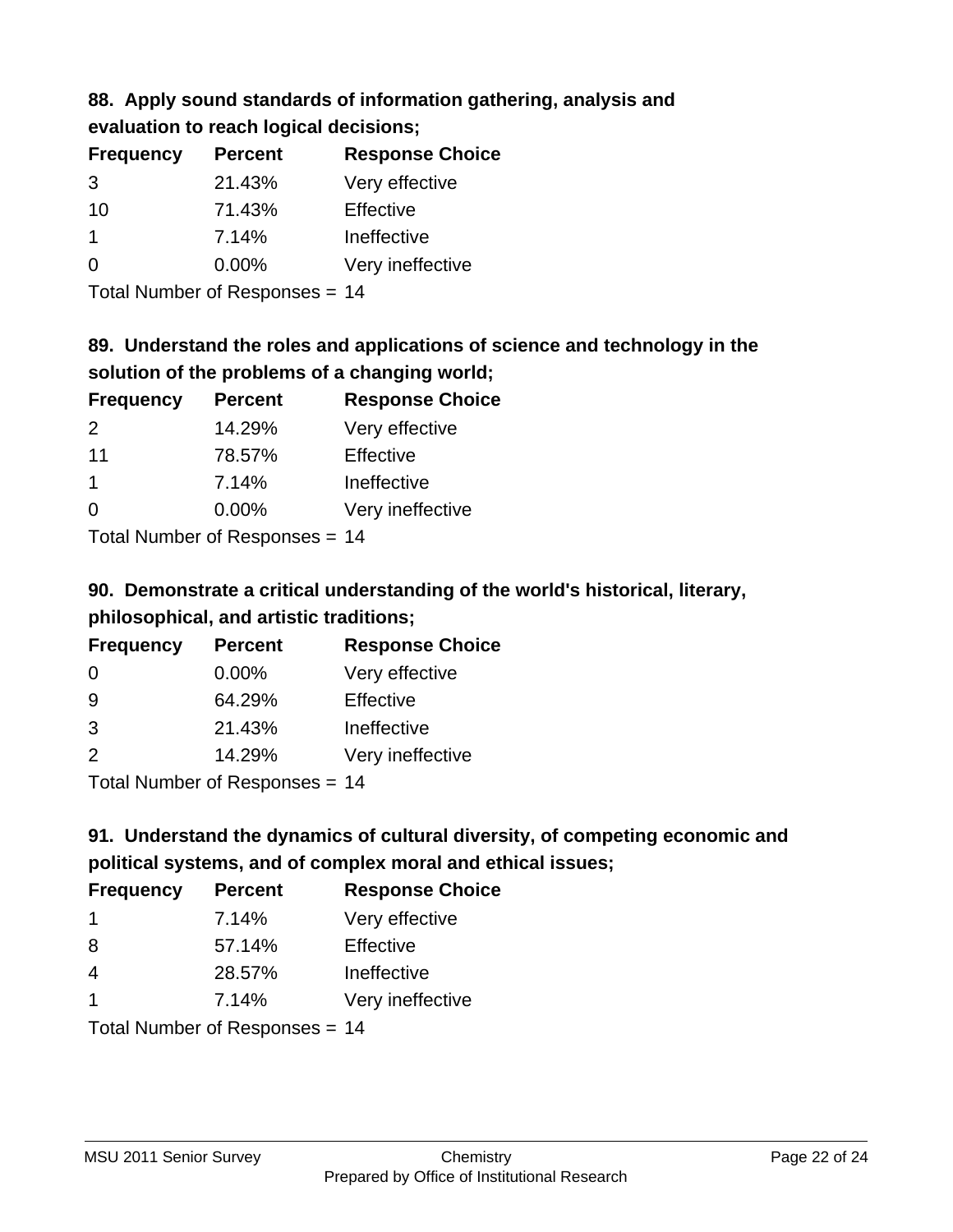### 88. Apply sound standards of information gathering, analysis and evaluation to reach logical decisions;

| Frequency | Percent | Response Choice |
|---|---|---|
| 3 | 21.43% | Very effective |
| 10 | 71.43% | Effective |
| 1 | 7.14% | Ineffective |
| 0 | 0.00% | Very ineffective |

Total Number of Responses = 14

### 89. Understand the roles and applications of science and technology in the solution of the problems of a changing world;

| Frequency | Percent | Response Choice |
|---|---|---|
| 2 | 14.29% | Very effective |
| 11 | 78.57% | Effective |
| 1 | 7.14% | Ineffective |
| 0 | 0.00% | Very ineffective |

Total Number of Responses = 14

### 90. Demonstrate a critical understanding of the world's historical, literary, philosophical, and artistic traditions;

| Frequency | Percent | Response Choice |
|---|---|---|
| 0 | 0.00% | Very effective |
| 9 | 64.29% | Effective |
| 3 | 21.43% | Ineffective |
| 2 | 14.29% | Very ineffective |

Total Number of Responses = 14

### 91. Understand the dynamics of cultural diversity, of competing economic and political systems, and of complex moral and ethical issues;

| Frequency | Percent | Response Choice |
|---|---|---|
| 1 | 7.14% | Very effective |
| 8 | 57.14% | Effective |
| 4 | 28.57% | Ineffective |
| 1 | 7.14% | Very ineffective |

Total Number of Responses = 14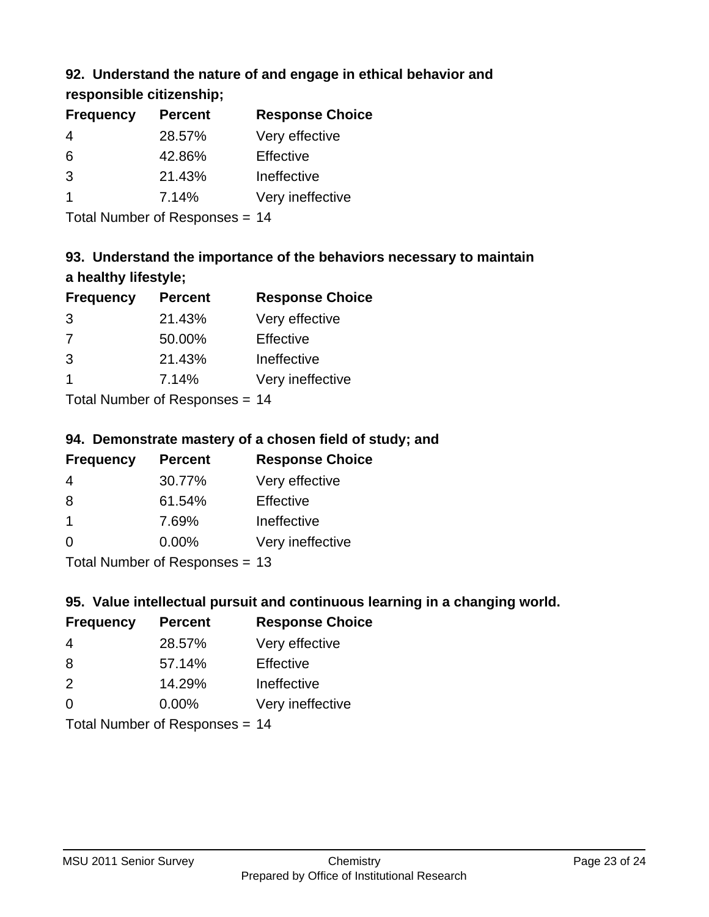### 92. Understand the nature of and engage in ethical behavior and responsible citizenship;

| Frequency | Percent | Response Choice |
|---|---|---|
| 4 | 28.57% | Very effective |
| 6 | 42.86% | Effective |
| 3 | 21.43% | Ineffective |
| 1 | 7.14% | Very ineffective |

Total Number of Responses = 14

### 93. Understand the importance of the behaviors necessary to maintain a healthy lifestyle;

| Frequency | Percent | Response Choice |
|---|---|---|
| 3 | 21.43% | Very effective |
| 7 | 50.00% | Effective |
| 3 | 21.43% | Ineffective |
| 1 | 7.14% | Very ineffective |

Total Number of Responses = 14

### 94. Demonstrate mastery of a chosen field of study; and

| Frequency | Percent | Response Choice |
|---|---|---|
| 4 | 30.77% | Very effective |
| 8 | 61.54% | Effective |
| 1 | 7.69% | Ineffective |
| 0 | 0.00% | Very ineffective |

Total Number of Responses = 13

### 95. Value intellectual pursuit and continuous learning in a changing world.

| Frequency | Percent | Response Choice |
|---|---|---|
| 4 | 28.57% | Very effective |
| 8 | 57.14% | Effective |
| 2 | 14.29% | Ineffective |
| 0 | 0.00% | Very ineffective |

Total Number of Responses = 14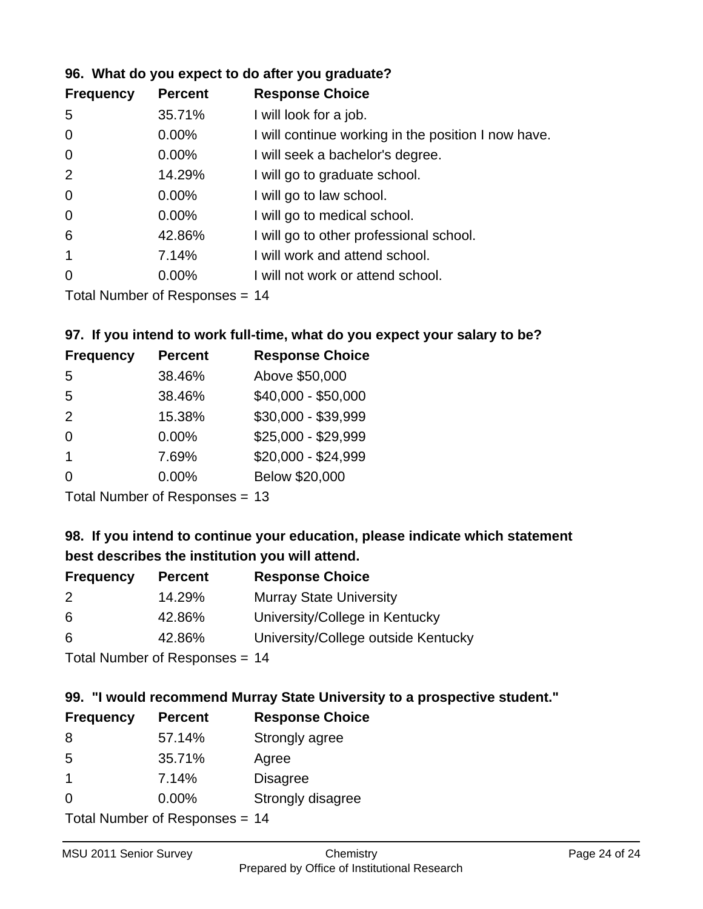### 96. What do you expect to do after you graduate?

| Frequency | Percent | Response Choice |
|---|---|---|
| 5 | 35.71% | I will look for a job. |
| 0 | 0.00% | I will continue working in the position I now have. |
| 0 | 0.00% | I will seek a bachelor's degree. |
| 2 | 14.29% | I will go to graduate school. |
| 0 | 0.00% | I will go to law school. |
| 0 | 0.00% | I will go to medical school. |
| 6 | 42.86% | I will go to other professional school. |
| 1 | 7.14% | I will work and attend school. |
| 0 | 0.00% | I will not work or attend school. |

Total Number of Responses = 14

### 97. If you intend to work full-time, what do you expect your salary to be?

| Frequency | Percent | Response Choice |
|---|---|---|
| 5 | 38.46% | Above $50,000 |
| 5 | 38.46% | $40,000 - $50,000 |
| 2 | 15.38% | $30,000 - $39,999 |
| 0 | 0.00% | $25,000 - $29,999 |
| 1 | 7.69% | $20,000 - $24,999 |
| 0 | 0.00% | Below $20,000 |

Total Number of Responses = 13

### 98. If you intend to continue your education, please indicate which statement best describes the institution you will attend.

| Frequency | Percent | Response Choice |
|---|---|---|
| 2 | 14.29% | Murray State University |
| 6 | 42.86% | University/College in Kentucky |
| 6 | 42.86% | University/College outside Kentucky |

Total Number of Responses = 14

### 99. "I would recommend Murray State University to a prospective student."

| Frequency | Percent | Response Choice |
|---|---|---|
| 8 | 57.14% | Strongly agree |
| 5 | 35.71% | Agree |
| 1 | 7.14% | Disagree |
| 0 | 0.00% | Strongly disagree |

Total Number of Responses = 14